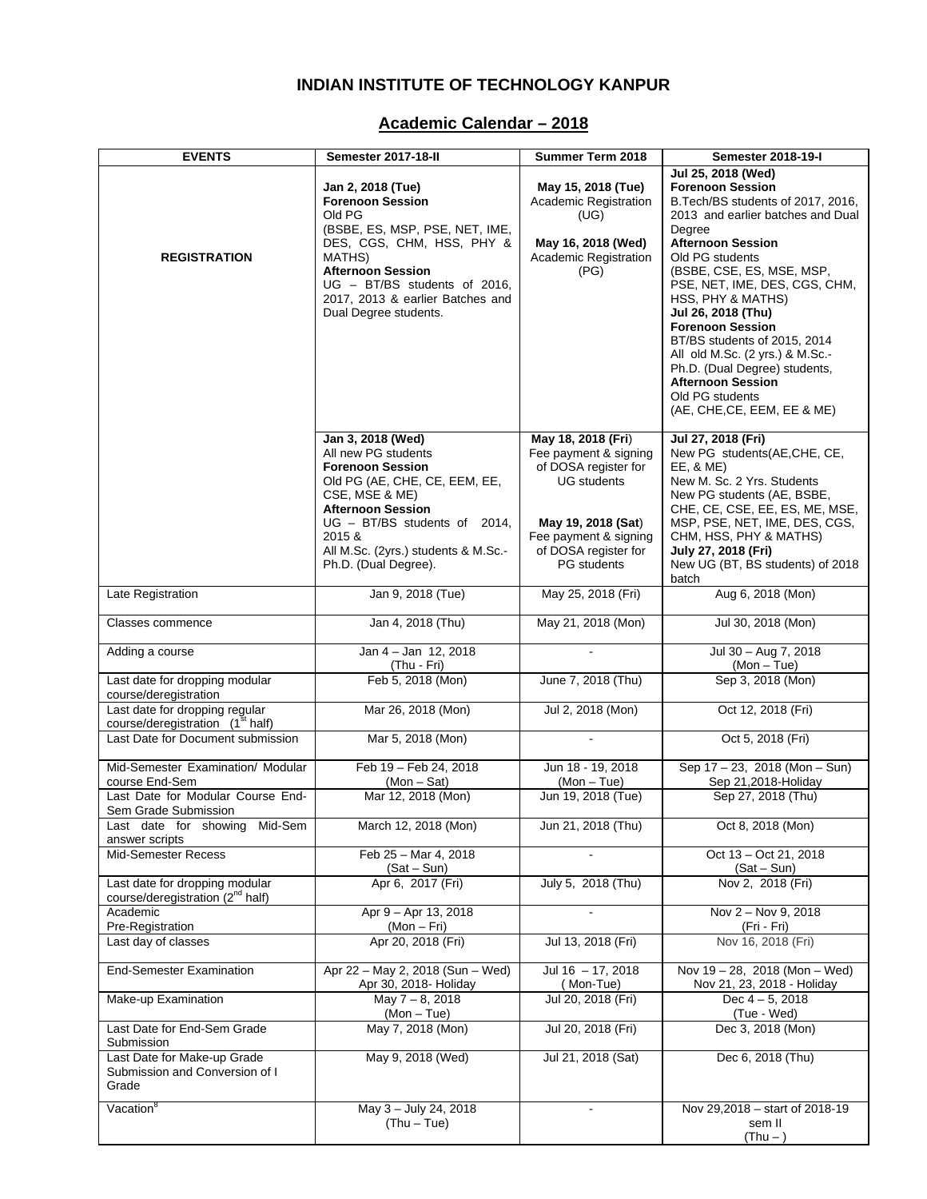# INDIAN INSTITUTE OF TECHNOLOGY KANPUR

## Academic Calendar – 2018

| EVENTS | Semester 2017-18-II | Summer Term 2018 | Semester 2018-19-I |
|---|---|---|---|
| REGISTRATION | **Jan 2, 2018 (Tue)** **Forenoon Session** Old PG (BSBE, ES, MSP, PSE, NET, IME, DES, CGS, CHM, HSS, PHY & MATHS) **Afternoon Session** UG – BT/BS students of 2016, 2017, 2013 & earlier Batches and Dual Degree students. | **May 15, 2018 (Tue)** Academic Registration (UG) **May 16, 2018 (Wed)** Academic Registration (PG) | **Jul 25, 2018 (Wed)** **Forenoon Session** B.Tech/BS students of 2017, 2016, 2013 and earlier batches and Dual Degree **Afternoon Session** Old PG students (BSBE, CSE, ES, MSE, MSP, PSE, NET, IME, DES, CGS, CHM, HSS, PHY & MATHS) **Jul 26, 2018 (Thu)** **Forenoon Session** BT/BS students of 2015, 2014 All old M.Sc. (2 yrs.) & M.Sc.-Ph.D. (Dual Degree) students, **Afternoon Session** Old PG students (AE, CHE,CE, EEM, EE & ME) |
| | **Jan 3, 2018 (Wed)** All new PG students **Forenoon Session** Old PG (AE, CHE, CE, EEM, EE, CSE, MSE & ME) **Afternoon Session** UG – BT/BS students of 2014, 2015 & All M.Sc. (2yrs.) students & M.Sc.-Ph.D. (Dual Degree). | **May 18, 2018 (Fri)** Fee payment & signing of DOSA register for UG students **May 19, 2018 (Sat)** Fee payment & signing of DOSA register for PG students | **Jul 27, 2018 (Fri)** New PG students(AE,CHE, CE, EE, & ME) New M. Sc. 2 Yrs. Students New PG students (AE, BSBE, CHE, CE, CSE, EE, ES, ME, MSE, MSP, PSE, NET, IME, DES, CGS, CHM, HSS, PHY & MATHS) **July 27, 2018 (Fri)** New UG (BT, BS students) of 2018 batch |
| Late Registration | Jan 9, 2018 (Tue) | May 25, 2018 (Fri) | Aug 6, 2018 (Mon) |
| Classes commence | Jan 4, 2018 (Thu) | May 21, 2018 (Mon) | Jul 30, 2018 (Mon) |
| Adding a course | Jan 4 – Jan 12, 2018 (Thu - Fri) | - | Jul 30 – Aug 7, 2018 (Mon – Tue) |
| Last date for dropping modular course/deregistration | Feb 5, 2018 (Mon) | June 7, 2018 (Thu) | Sep 3, 2018 (Mon) |
| Last date for dropping regular course/deregistration (1st half) | Mar 26, 2018 (Mon) | Jul 2, 2018 (Mon) | Oct 12, 2018 (Fri) |
| Last Date for Document submission | Mar 5, 2018 (Mon) | - | Oct 5, 2018 (Fri) |
| Mid-Semester Examination/ Modular course End-Sem | Feb 19 – Feb 24, 2018 (Mon – Sat) | Jun 18 - 19, 2018 (Mon – Tue) | Sep 17 – 23, 2018 (Mon – Sun) Sep 21,2018-Holiday |
| Last Date for Modular Course End-Sem Grade Submission | Mar 12, 2018 (Mon) | Jun 19, 2018 (Tue) | Sep 27, 2018 (Thu) |
| Last date for showing Mid-Sem answer scripts | March 12, 2018 (Mon) | Jun 21, 2018 (Thu) | Oct 8, 2018 (Mon) |
| Mid-Semester Recess | Feb 25 – Mar 4, 2018 (Sat – Sun) | - | Oct 13 – Oct 21, 2018 (Sat – Sun) |
| Last date for dropping modular course/deregistration (2nd half) | Apr 6, 2017 (Fri) | July 5, 2018 (Thu) | Nov 2, 2018 (Fri) |
| Academic Pre-Registration | Apr 9 – Apr 13, 2018 (Mon – Fri) | - | Nov 2 – Nov 9, 2018 (Fri - Fri) |
| Last day of classes | Apr 20, 2018 (Fri) | Jul 13, 2018 (Fri) | Nov 16, 2018 (Fri) |
| End-Semester Examination | Apr 22 – May 2, 2018 (Sun – Wed) Apr 30, 2018- Holiday | Jul 16 – 17, 2018 ( Mon-Tue) | Nov 19 – 28, 2018 (Mon – Wed) Nov 21, 23, 2018 - Holiday |
| Make-up Examination | May 7 – 8, 2018 (Mon – Tue) | Jul 20, 2018 (Fri) | Dec 4 – 5, 2018 (Tue - Wed) |
| Last Date for End-Sem Grade Submission | May 7, 2018 (Mon) | Jul 20, 2018 (Fri) | Dec 3, 2018 (Mon) |
| Last Date for Make-up Grade Submission and Conversion of I Grade | May 9, 2018 (Wed) | Jul 21, 2018 (Sat) | Dec 6, 2018 (Thu) |
| Vacation[8] | May 3 – July 24, 2018 (Thu – Tue) | - | Nov 29,2018 – start of 2018-19 sem II (Thu – ) |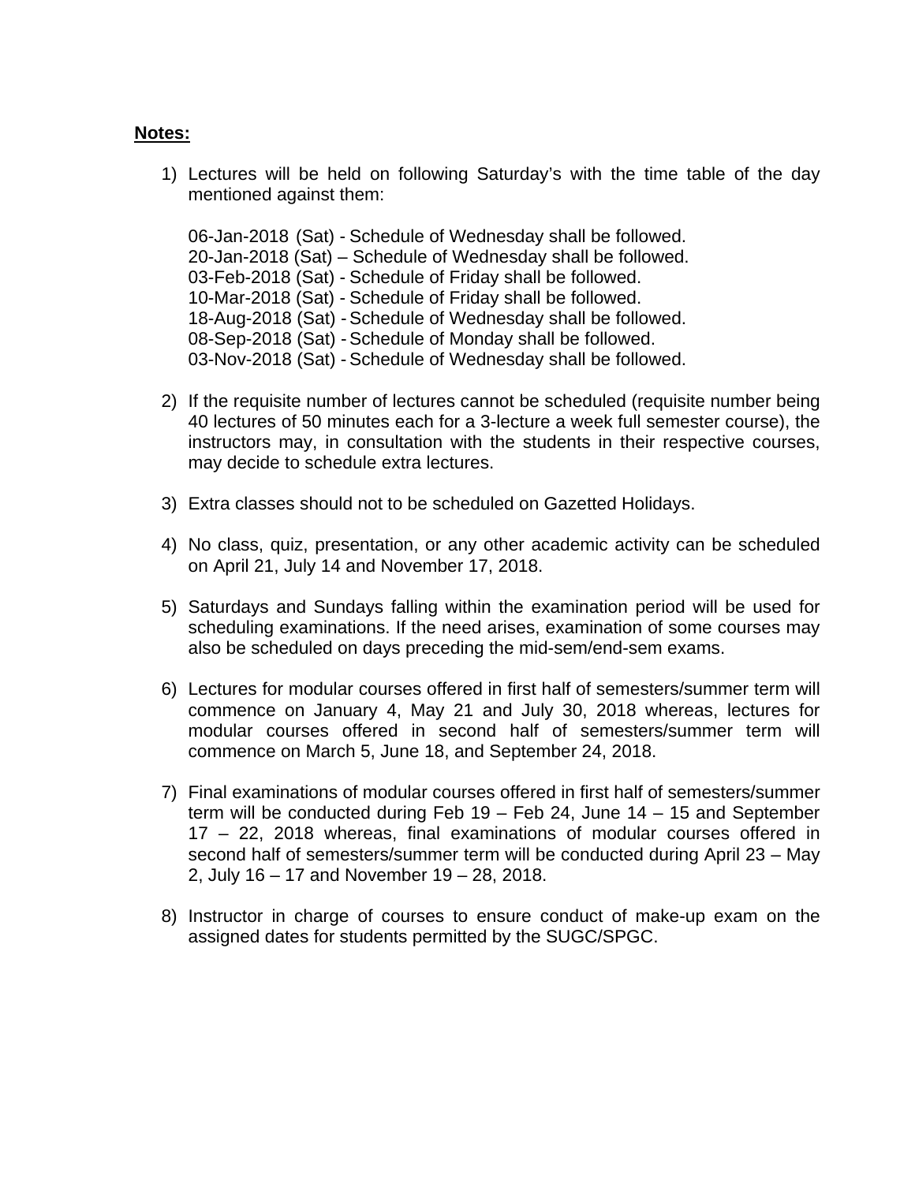**Notes:**

1) Lectures will be held on following Saturday's with the time table of the day mentioned against them:

   06-Jan-2018 (Sat) - Schedule of Wednesday shall be followed.
   20-Jan-2018 (Sat) – Schedule of Wednesday shall be followed.
   03-Feb-2018 (Sat) - Schedule of Friday shall be followed.
   10-Mar-2018 (Sat) - Schedule of Friday shall be followed.
   18-Aug-2018 (Sat) - Schedule of Wednesday shall be followed.
   08-Sep-2018 (Sat) - Schedule of Monday shall be followed.
   03-Nov-2018 (Sat) - Schedule of Wednesday shall be followed.

2) If the requisite number of lectures cannot be scheduled (requisite number being 40 lectures of 50 minutes each for a 3-lecture a week full semester course), the instructors may, in consultation with the students in their respective courses, may decide to schedule extra lectures.

3) Extra classes should not to be scheduled on Gazetted Holidays.

4) No class, quiz, presentation, or any other academic activity can be scheduled on April 21, July 14 and November 17, 2018.

5) Saturdays and Sundays falling within the examination period will be used for scheduling examinations. If the need arises, examination of some courses may also be scheduled on days preceding the mid-sem/end-sem exams.

6) Lectures for modular courses offered in first half of semesters/summer term will commence on January 4, May 21 and July 30, 2018 whereas, lectures for modular courses offered in second half of semesters/summer term will commence on March 5, June 18, and September 24, 2018.

7) Final examinations of modular courses offered in first half of semesters/summer term will be conducted during Feb 19 – Feb 24, June 14 – 15 and September 17 – 22, 2018 whereas, final examinations of modular courses offered in second half of semesters/summer term will be conducted during April 23 – May 2, July 16 – 17 and November 19 – 28, 2018.

8) Instructor in charge of courses to ensure conduct of make-up exam on the assigned dates for students permitted by the SUGC/SPGC.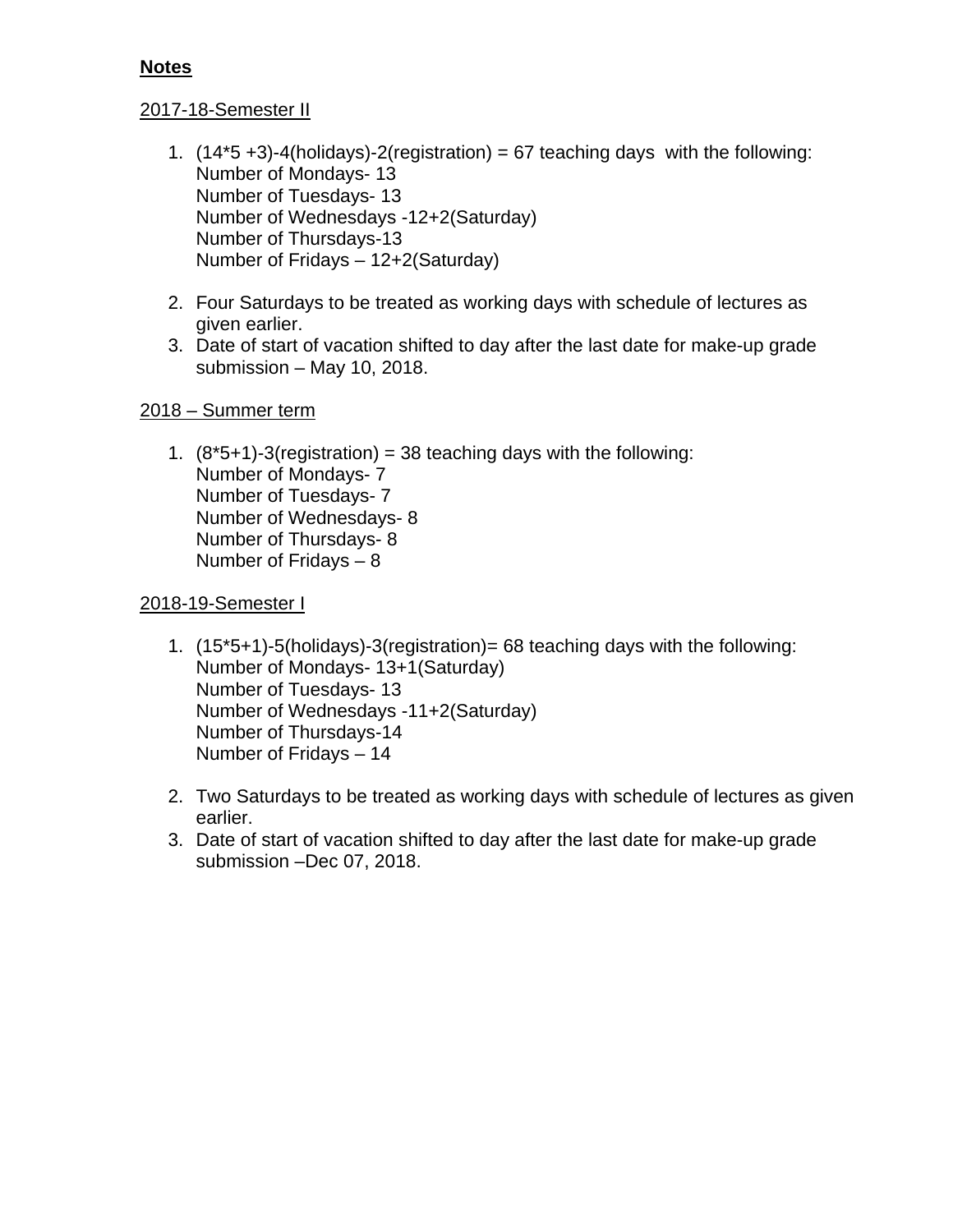**Notes**

2017-18-Semester II

1. (14*5 +3)-4(holidays)-2(registration) = 67 teaching days with the following:
   Number of Mondays- 13
   Number of Tuesdays- 13
   Number of Wednesdays -12+2(Saturday)
   Number of Thursdays-13
   Number of Fridays – 12+2(Saturday)

2. Four Saturdays to be treated as working days with schedule of lectures as given earlier.
3. Date of start of vacation shifted to day after the last date for make-up grade submission – May 10, 2018.

2018 – Summer term

1. (8*5+1)-3(registration) = 38 teaching days with the following:
   Number of Mondays- 7
   Number of Tuesdays- 7
   Number of Wednesdays- 8
   Number of Thursdays- 8
   Number of Fridays – 8

2018-19-Semester I

1. (15*5+1)-5(holidays)-3(registration)= 68 teaching days with the following:
   Number of Mondays- 13+1(Saturday)
   Number of Tuesdays- 13
   Number of Wednesdays -11+2(Saturday)
   Number of Thursdays-14
   Number of Fridays – 14

2. Two Saturdays to be treated as working days with schedule of lectures as given earlier.
3. Date of start of vacation shifted to day after the last date for make-up grade submission –Dec 07, 2018.